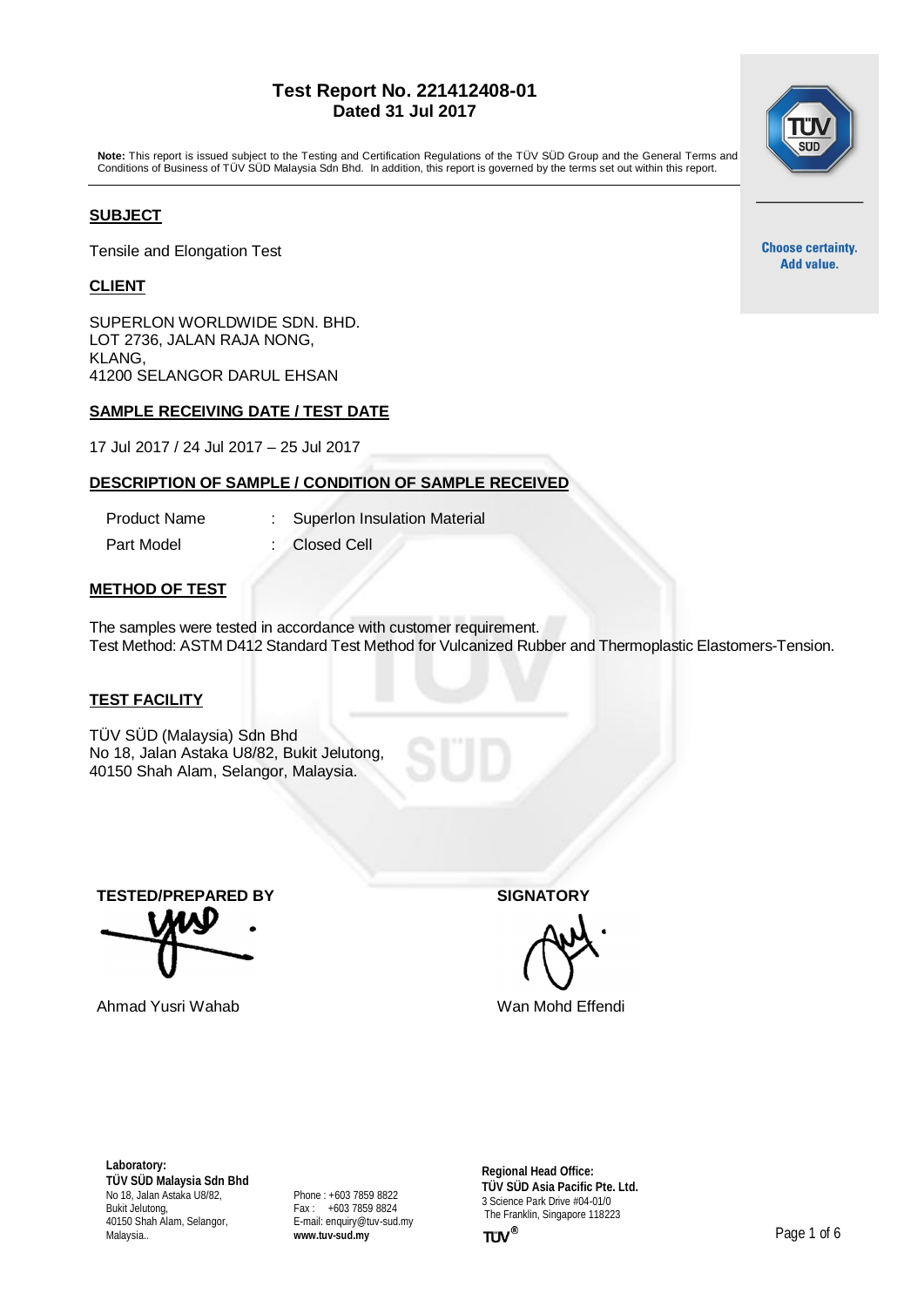# Test Report No. 221412408-01
**Dated 31 Jul 2017**

**Note:** This report is issued subject to the Testing and Certification Regulations of the TÜV SÜD Group and the General Terms and Conditions of Business of TÜV SÜD Malaysia Sdn Bhd. In addition, this report is governed by the terms set out within this report.

Choose certainty.
Add value.

## SUBJECT

Tensile and Elongation Test

## CLIENT

SUPERLON WORLDWIDE SDN. BHD.
LOT 2736, JALAN RAJA NONG,
KLANG,
41200 SELANGOR DARUL EHSAN

## SAMPLE RECEIVING DATE / TEST DATE

17 Jul 2017 / 24 Jul 2017 – 25 Jul 2017

## DESCRIPTION OF SAMPLE / CONDITION OF SAMPLE RECEIVED

| | | |
|---|---|---|
| Product Name | : | Superlon Insulation Material |
| Part Model | : | Closed Cell |

## METHOD OF TEST

The samples were tested in accordance with customer requirement.
Test Method: ASTM D412 Standard Test Method for Vulcanized Rubber and Thermoplastic Elastomers-Tension.

## TEST FACILITY

TÜV SÜD (Malaysia) Sdn Bhd
No 18, Jalan Astaka U8/82, Bukit Jelutong,
40150 Shah Alam, Selangor, Malaysia.

**TESTED/PREPARED BY**

Ahmad Yusri Wahab

**SIGNATORY**

Wan Mohd Effendi

**Laboratory:**
**TÜV SÜD Malaysia Sdn Bhd**
No 18, Jalan Astaka U8/82,
Bukit Jelutong,
40150 Shah Alam, Selangor,
Malaysia..

Phone : +603 7859 8822
Fax : +603 7859 8824
E-mail: enquiry@tuv-sud.my
**www.tuv-sud.my**

**Regional Head Office:**
**TÜV SÜD Asia Pacific Pte. Ltd.**
3 Science Park Drive #04-01/0
The Franklin, Singapore 118223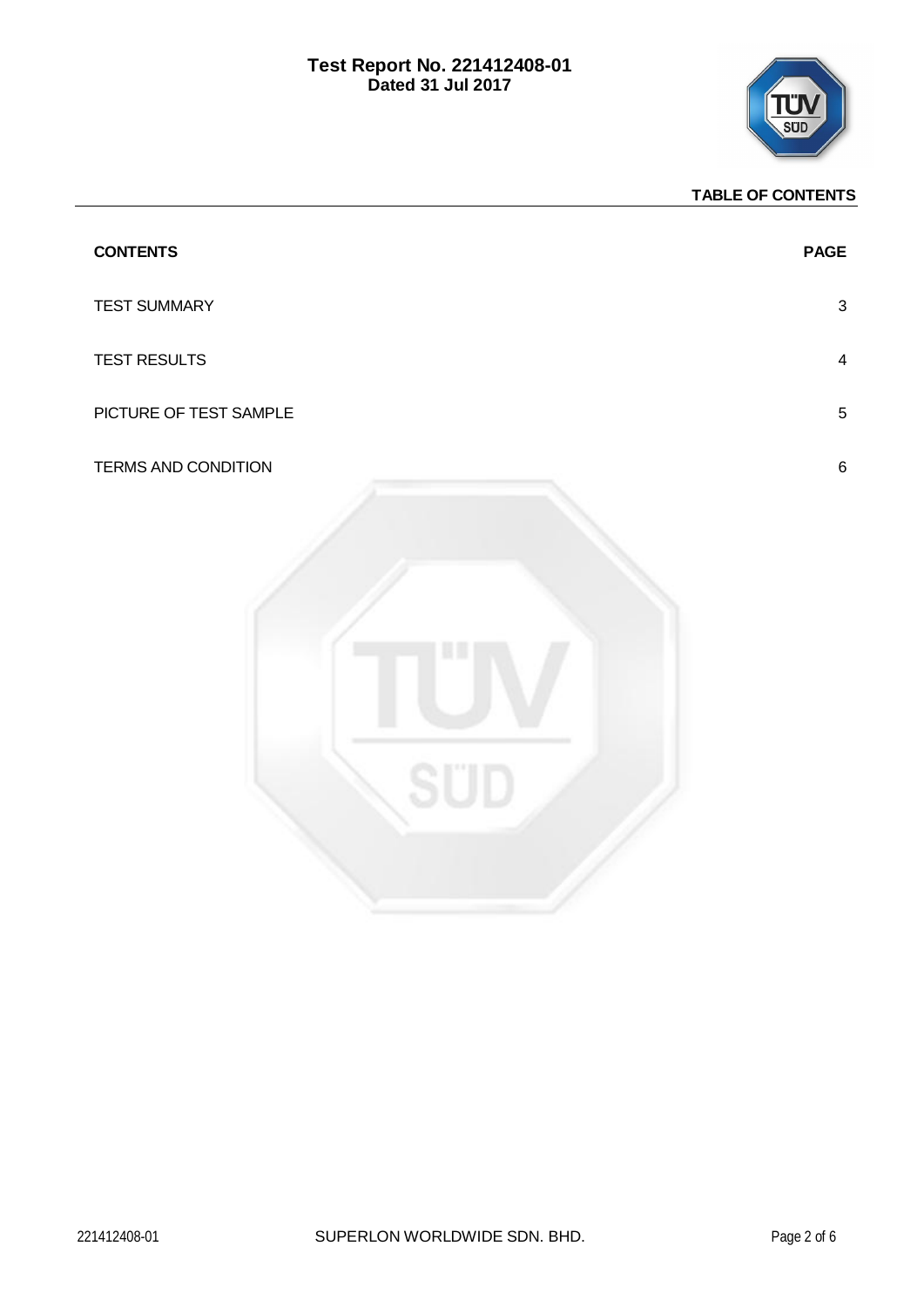## TABLE OF CONTENTS

| CONTENTS | PAGE |
| --- | --- |
| TEST SUMMARY | 3 |
| TEST RESULTS | 4 |
| PICTURE OF TEST SAMPLE | 5 |
| TERMS AND CONDITION | 6 |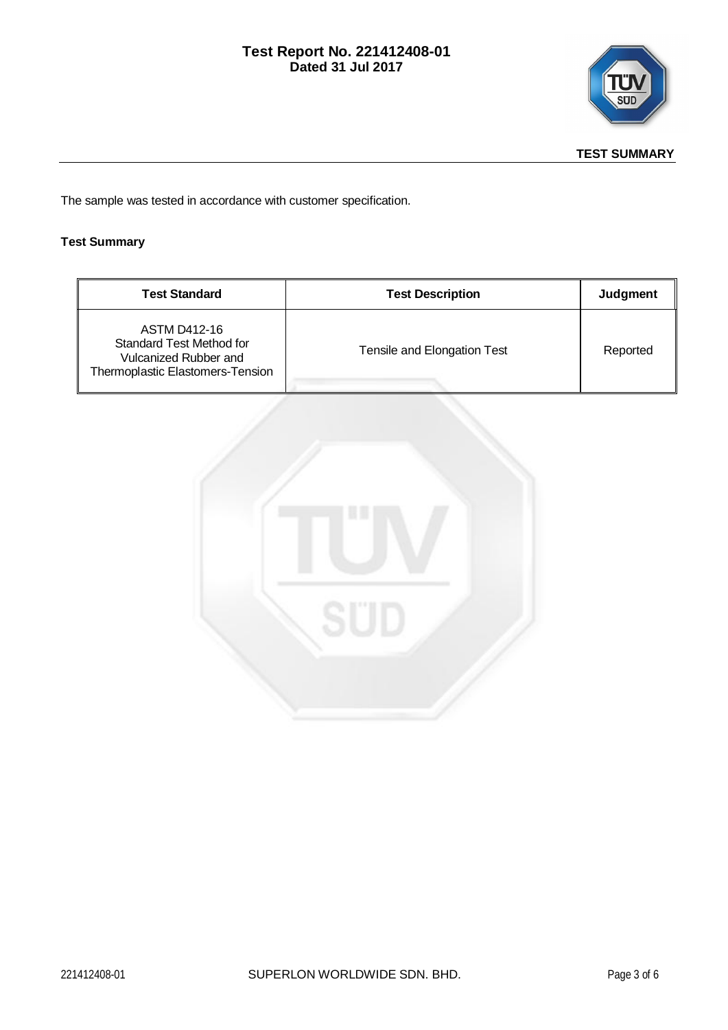## TEST SUMMARY

The sample was tested in accordance with customer specification.

**Test Summary**

| Test Standard | Test Description | Judgment |
|---|---|---|
| ASTM D412-16 Standard Test Method for Vulcanized Rubber and Thermoplastic Elastomers-Tension | Tensile and Elongation Test | Reported |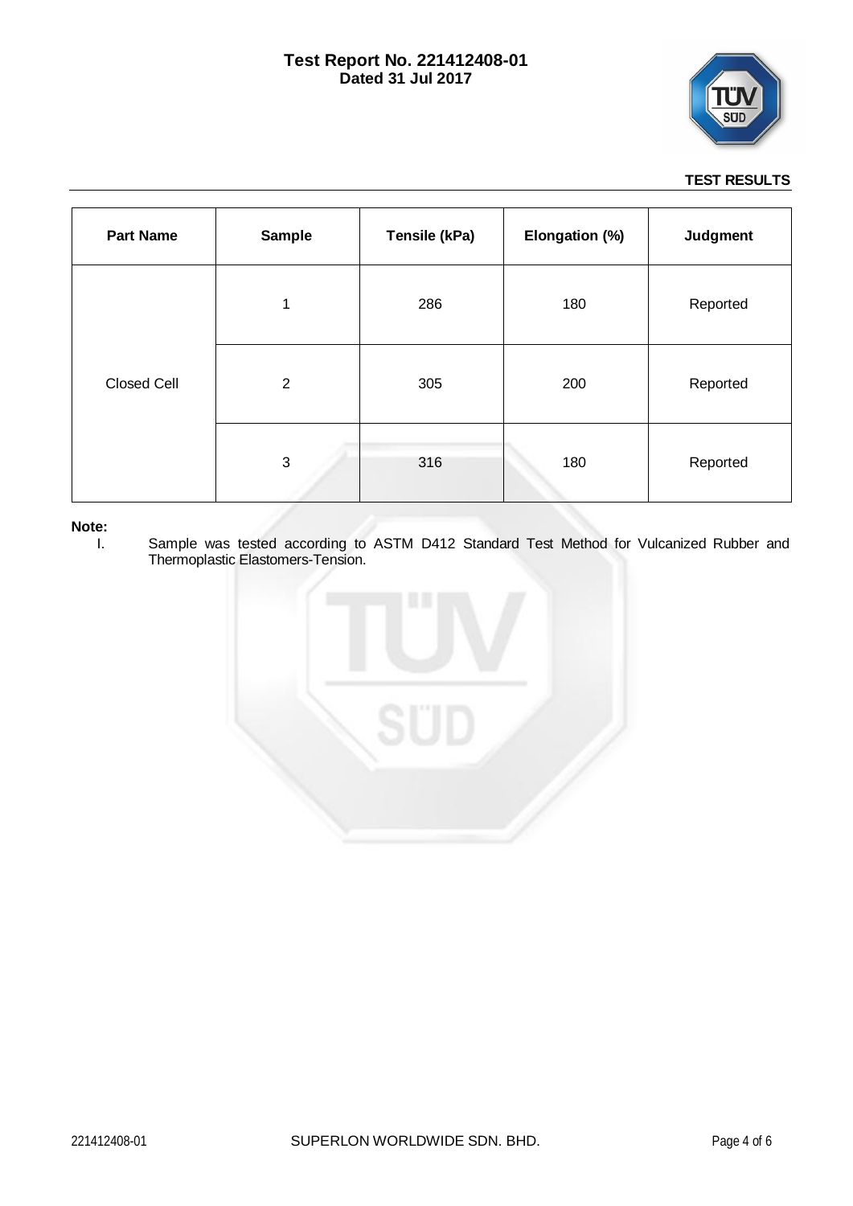**TEST RESULTS**

| Part Name | Sample | Tensile (kPa) | Elongation (%) | Judgment |
|---|---|---|---|---|
| Closed Cell | 1 | 286 | 180 | Reported |
| | 2 | 305 | 200 | Reported |
| | 3 | 316 | 180 | Reported |

**Note:**

I. Sample was tested according to ASTM D412 Standard Test Method for Vulcanized Rubber and Thermoplastic Elastomers-Tension.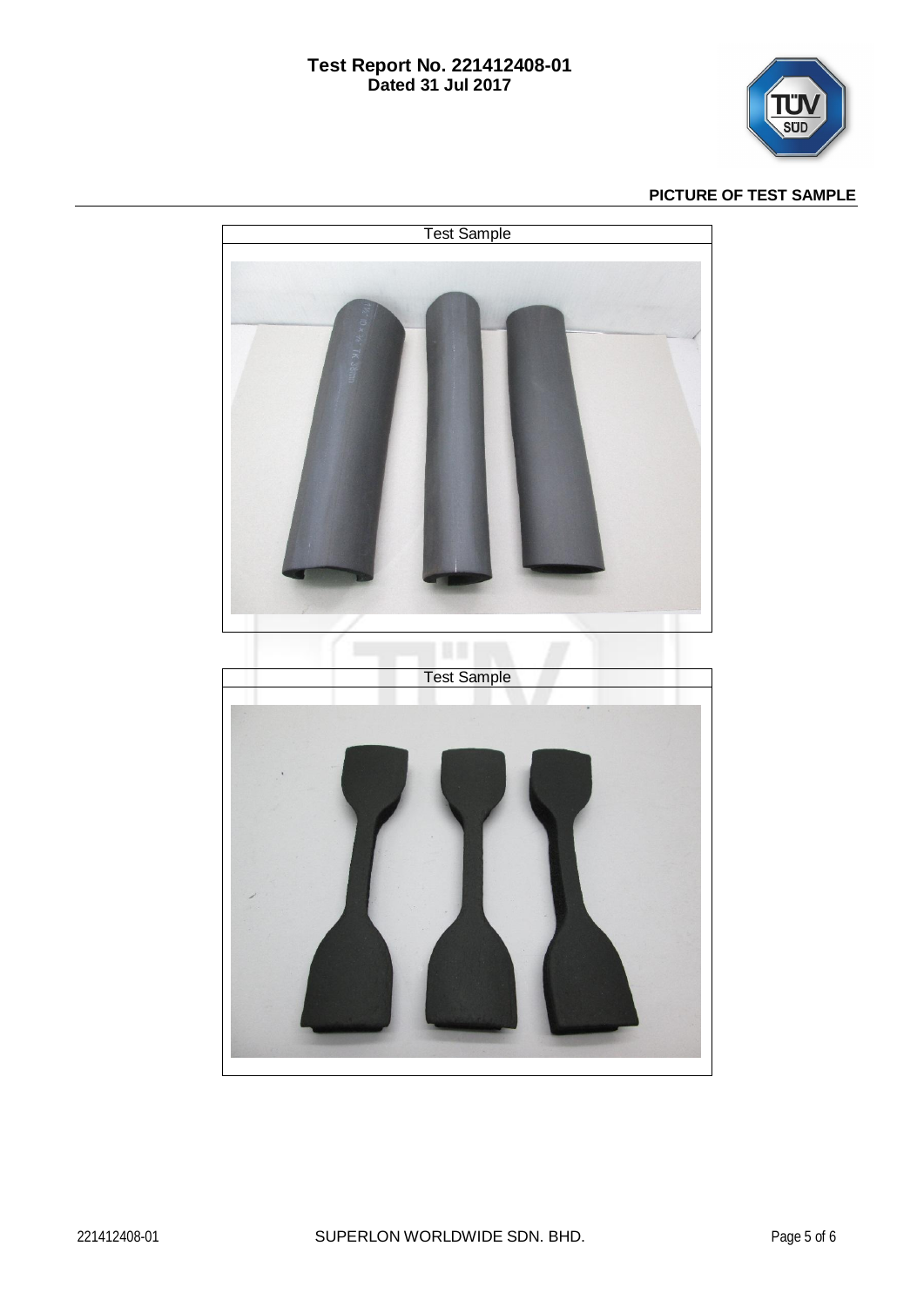## PICTURE OF TEST SAMPLE

| Test Sample |
| --- |

| Test Sample |
| --- |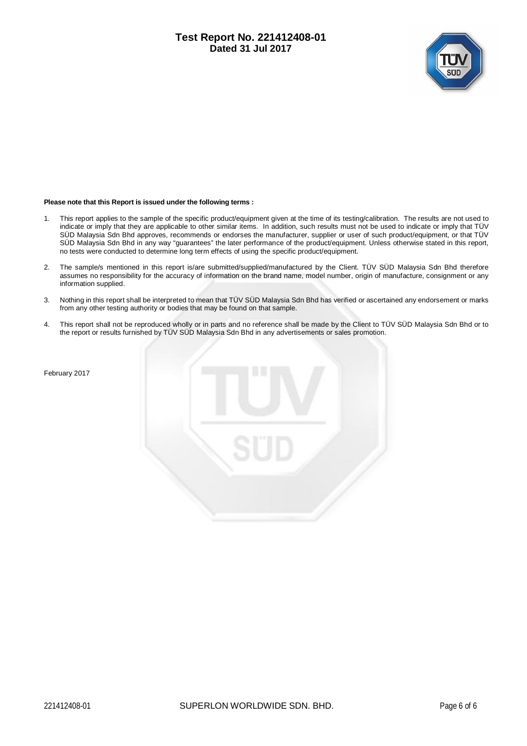**Please note that this Report is issued under the following terms :**

1. This report applies to the sample of the specific product/equipment given at the time of its testing/calibration. The results are not used to indicate or imply that they are applicable to other similar items. In addition, such results must not be used to indicate or imply that TÜV SÜD Malaysia Sdn Bhd approves, recommends or endorses the manufacturer, supplier or user of such product/equipment, or that TÜV SÜD Malaysia Sdn Bhd in any way "guarantees" the later performance of the product/equipment. Unless otherwise stated in this report, no tests were conducted to determine long term effects of using the specific product/equipment.

2. The sample/s mentioned in this report is/are submitted/supplied/manufactured by the Client. TÜV SÜD Malaysia Sdn Bhd therefore assumes no responsibility for the accuracy of information on the brand name, model number, origin of manufacture, consignment or any information supplied.

3. Nothing in this report shall be interpreted to mean that TÜV SÜD Malaysia Sdn Bhd has verified or ascertained any endorsement or marks from any other testing authority or bodies that may be found on that sample.

4. This report shall not be reproduced wholly or in parts and no reference shall be made by the Client to TÜV SÜD Malaysia Sdn Bhd or to the report or results furnished by TÜV SÜD Malaysia Sdn Bhd in any advertisements or sales promotion.

February 2017